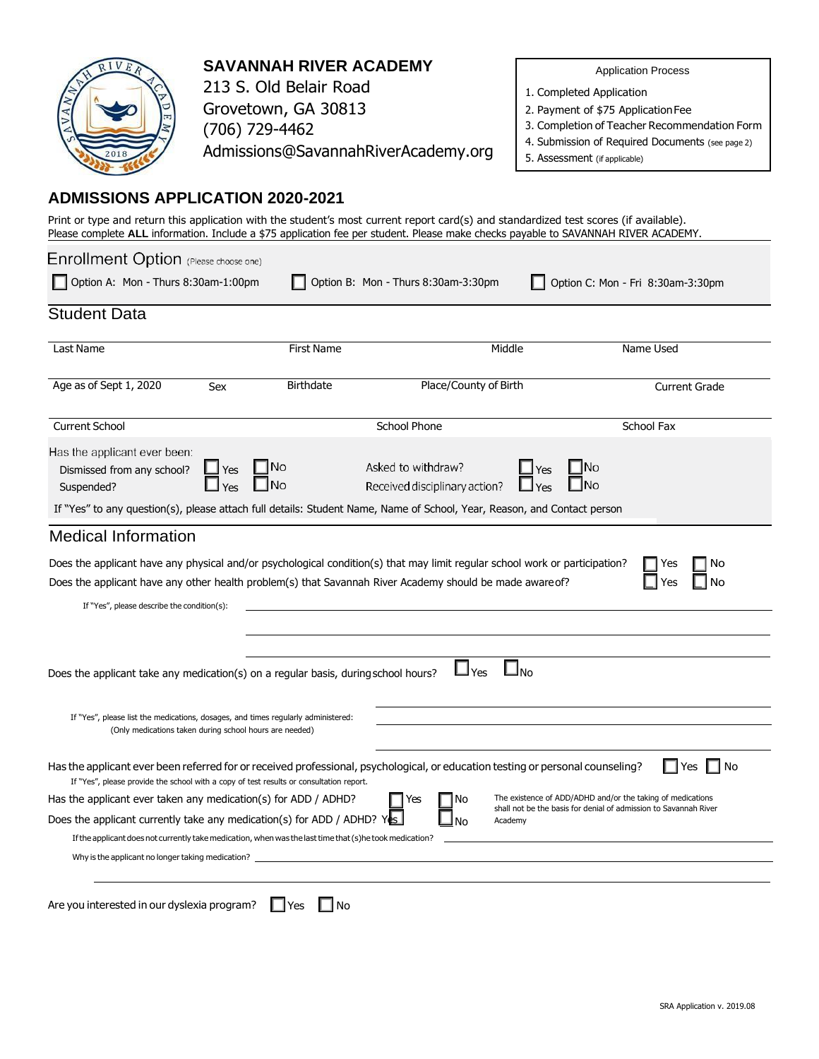## SAVANNAH RIVER ACADEMY

213 S. Old Belair Road
Grovetown, GA 30813
(706) 729-4462
Admissions@SavannahRiverAcademy.org

**Application Process**

1. Completed Application
2. Payment of $75 Application Fee
3. Completion of Teacher Recommendation Form
4. Submission of Required Documents (see page 2)
5. Assessment (if applicable)

# ADMISSIONS APPLICATION 2020-2021

Print or type and return this application with the student's most current report card(s) and standardized test scores (if available).
Please complete **ALL** information. Include a $75 application fee per student. Please make checks payable to SAVANNAH RIVER ACADEMY.

## Enrollment Option (Please choose one)

☐ Option A: Mon - Thurs 8:30am-1:00pm ☐ Option B: Mon - Thurs 8:30am-3:30pm ☐ Option C: Mon - Fri 8:30am-3:30pm

## Student Data

| Last Name | First Name | Middle | Name Used |
|---|---|---|---|
| | | | |

| Age as of Sept 1, 2020 | Sex | Birthdate | Place/County of Birth | Current Grade |
|---|---|---|---|---|
| | | | | |

| Current School | School Phone | School Fax |
|---|---|---|
| | | |

Has the applicant ever been:

Dismissed from any school? ☐ Yes ☐ No Asked to withdraw? ☐ Yes ☐ No
Suspended? ☐ Yes ☐ No Received disciplinary action? ☐ Yes ☐ No

If "Yes" to any question(s), please attach full details: Student Name, Name of School, Year, Reason, and Contact person

## Medical Information

Does the applicant have any physical and/or psychological condition(s) that may limit regular school work or participation? ☐ Yes ☐ No
Does the applicant have any other health problem(s) that Savannah River Academy should be made aware of? ☐ Yes ☐ No

If "Yes", please describe the condition(s): ______________________________

Does the applicant take any medication(s) on a regular basis, during school hours? ☐ Yes ☐ No

If "Yes", please list the medications, dosages, and times regularly administered:
(Only medications taken during school hours are needed) ______________________________

Has the applicant ever been referred for or received professional, psychological, or education testing or personal counseling? ☐ Yes ☐ No
If "Yes", please provide the school with a copy of test results or consultation report.

Has the applicant ever taken any medication(s) for ADD / ADHD? ☐ Yes ☐ No
Does the applicant currently take any medication(s) for ADD / ADHD? ☐ Yes ☐ No

The existence of ADD/ADHD and/or the taking of medications shall not be the basis for denial of admission to Savannah River Academy

If the applicant does not currently take medication, when was the last time that (s)he took medication? ______________________________

Why is the applicant no longer taking medication? ______________________________

Are you interested in our dyslexia program? ☐ Yes ☐ No

SRA Application v. 2019.08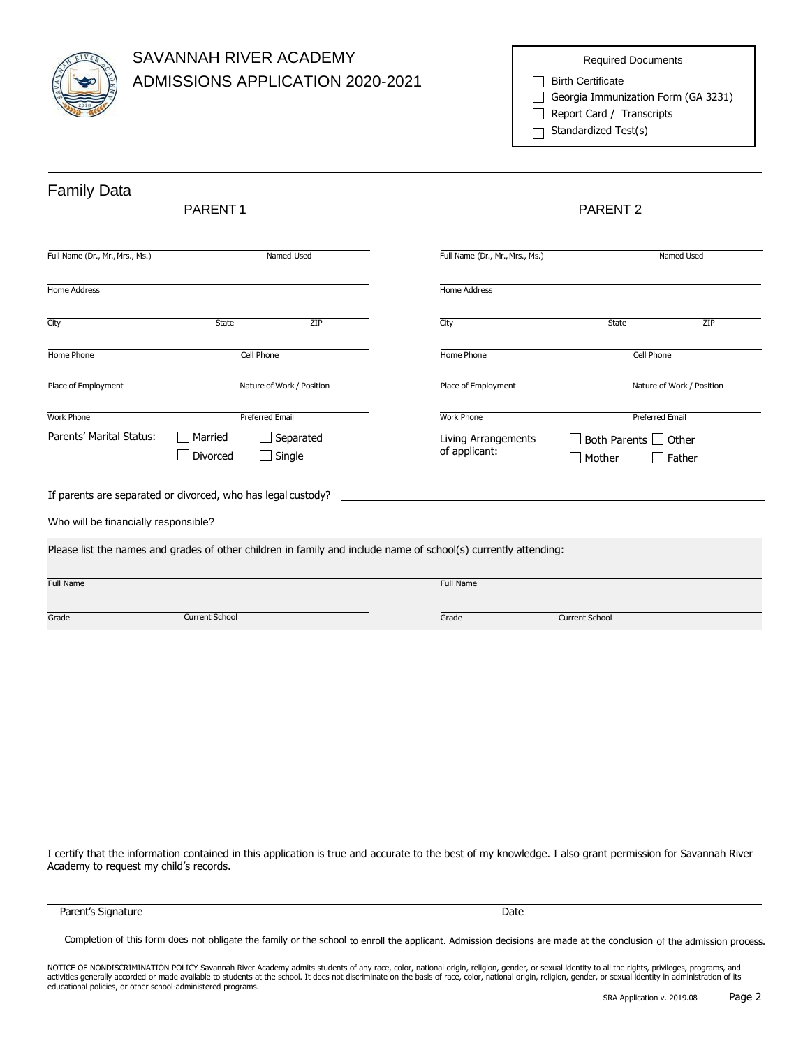# SAVANNAH RIVER ACADEMY
# ADMISSIONS APPLICATION 2020-2021

Required Documents

- ☐ Birth Certificate
- ☐ Georgia Immunization Form (GA 3231)
- ☐ Report Card / Transcripts
- ☐ Standardized Test(s)

## Family Data

| PARENT 1 | | | PARENT 2 | | |
|---|---|---|---|---|---|
| Full Name (Dr., Mr., Mrs., Ms.) | Named Used | | Full Name (Dr., Mr., Mrs., Ms.) | Named Used | |
| Home Address | | | Home Address | | |
| City | State | ZIP | City | State | ZIP |
| Home Phone | Cell Phone | | Home Phone | Cell Phone | |
| Place of Employment | Nature of Work / Position | | Place of Employment | Nature of Work / Position | |
| Work Phone | Preferred Email | | Work Phone | Preferred Email | |

Parents' Marital Status: ☐ Married ☐ Separated ☐ Divorced ☐ Single

Living Arrangements of applicant: ☐ Both Parents ☐ Other ☐ Mother ☐ Father

If parents are separated or divorced, who has legal custody? \_\_\_\_\_\_\_\_\_\_\_\_\_\_\_\_\_\_\_\_

Who will be financially responsible? \_\_\_\_\_\_\_\_\_\_\_\_\_\_\_\_\_\_\_\_

Please list the names and grades of other children in family and include name of school(s) currently attending:

| | | | |
|---|---|---|---|
| Full Name | | Full Name | |
| Grade | Current School | Grade | Current School |

I certify that the information contained in this application is true and accurate to the best of my knowledge. I also grant permission for Savannah River Academy to request my child's records.

Parent's Signature \_\_\_\_\_\_\_\_\_\_\_\_\_\_\_\_\_\_\_\_ Date \_\_\_\_\_\_\_\_\_\_

Completion of this form does not obligate the family or the school to enroll the applicant. Admission decisions are made at the conclusion of the admission process.

NOTICE OF NONDISCRIMINATION POLICY Savannah River Academy admits students of any race, color, national origin, religion, gender, or sexual identity to all the rights, privileges, programs, and activities generally accorded or made available to students at the school. It does not discriminate on the basis of race, color, national origin, religion, gender, or sexual identity in administration of its educational policies, or other school-administered programs.

SRA Application v. 2019.08